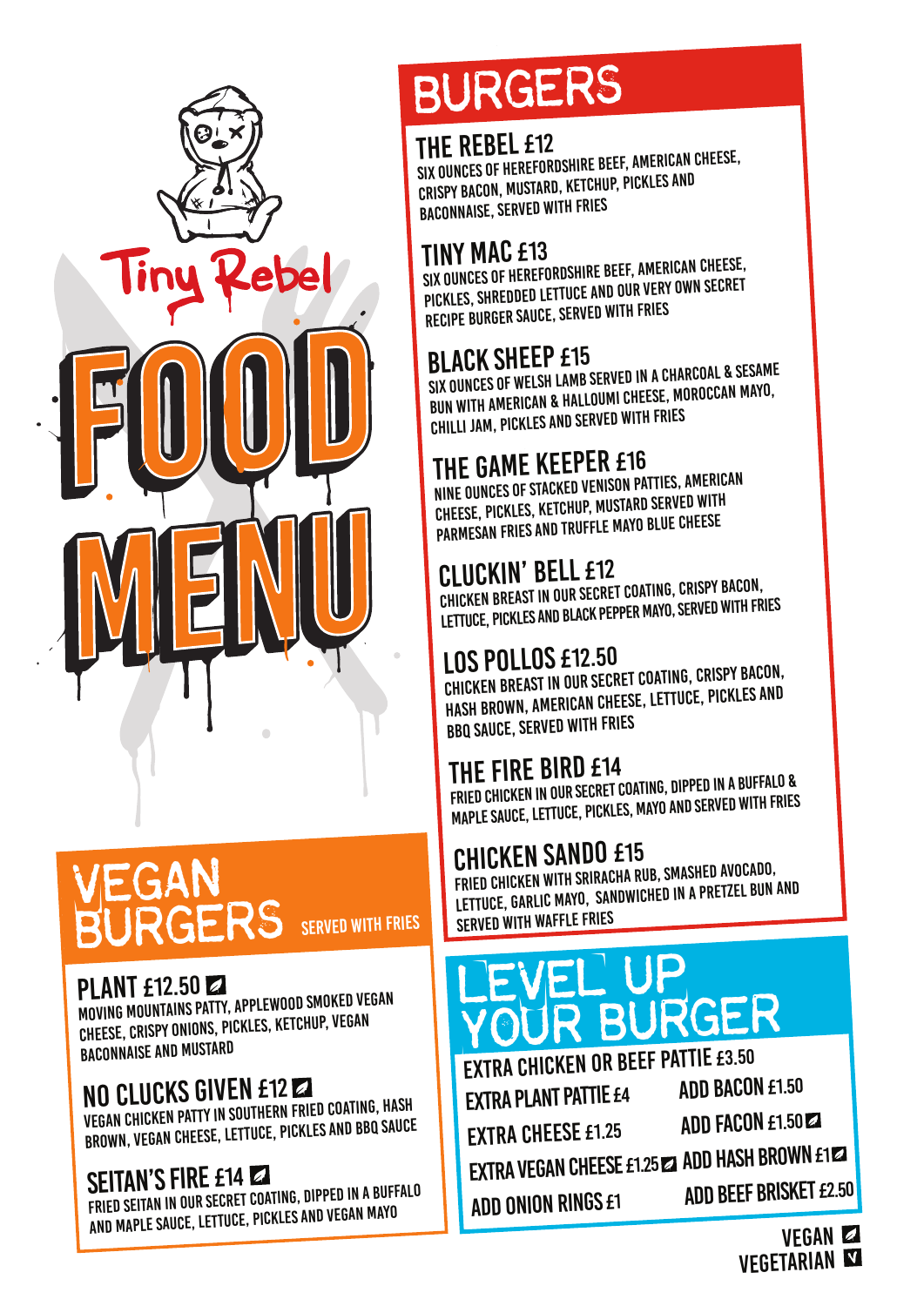# Tiny Rebel FOOD MENU

## BURGERS

### THE REBEL £12
SIX OUNCES OF HEREFORDSHIRE BEEF, AMERICAN CHEESE, CRISPY BACON, MUSTARD, KETCHUP, PICKLES AND BACONNAISE, SERVED WITH FRIES

### TINY MAC £13
SIX OUNCES OF HEREFORDSHIRE BEEF, AMERICAN CHEESE, PICKLES, SHREDDED LETTUCE AND OUR VERY OWN SECRET RECIPE BURGER SAUCE, SERVED WITH FRIES

### BLACK SHEEP £15
SIX OUNCES OF WELSH LAMB SERVED IN A CHARCOAL & SESAME BUN WITH AMERICAN & HALLOUMI CHEESE, MOROCCAN MAYO, CHILLI JAM, PICKLES AND SERVED WITH FRIES

### THE GAME KEEPER £16
NINE OUNCES OF STACKED VENISON PATTIES, AMERICAN CHEESE, PICKLES, KETCHUP, MUSTARD SERVED WITH PARMESAN FRIES AND TRUFFLE MAYO BLUE CHEESE

### CLUCKIN' BELL £12
CHICKEN BREAST IN OUR SECRET COATING, CRISPY BACON, LETTUCE, PICKLES AND BLACK PEPPER MAYO, SERVED WITH FRIES

### LOS POLLOS £12.50
CHICKEN BREAST IN OUR SECRET COATING, CRISPY BACON, HASH BROWN, AMERICAN CHEESE, LETTUCE, PICKLES AND BBQ SAUCE, SERVED WITH FRIES

### THE FIRE BIRD £14
FRIED CHICKEN IN OUR SECRET COATING, DIPPED IN A BUFFALO & MAPLE SAUCE, LETTUCE, PICKLES, MAYO AND SERVED WITH FRIES

### CHICKEN SANDO £15
FRIED CHICKEN WITH SRIRACHA RUB, SMASHED AVOCADO, LETTUCE, GARLIC MAYO, SANDWICHED IN A PRETZEL BUN AND SERVED WITH WAFFLE FRIES

## VEGAN BURGERS
SERVED WITH FRIES

### PLANT £12.50 (VEGAN)
MOVING MOUNTAINS PATTY, APPLEWOOD SMOKED VEGAN CHEESE, CRISPY ONIONS, PICKLES, KETCHUP, VEGAN BACONNAISE AND MUSTARD

### NO CLUCKS GIVEN £12 (VEGAN)
VEGAN CHICKEN PATTY IN SOUTHERN FRIED COATING, HASH BROWN, VEGAN CHEESE, LETTUCE, PICKLES AND BBQ SAUCE

### SEITAN'S FIRE £14 (VEGAN)
FRIED SEITAN IN OUR SECRET COATING, DIPPED IN A BUFFALO AND MAPLE SAUCE, LETTUCE, PICKLES AND VEGAN MAYO

## LEVEL UP YOUR BURGER

- EXTRA CHICKEN OR BEEF PATTIE £3.50
- EXTRA PLANT PATTIE £4
- EXTRA CHEESE £1.25
- EXTRA VEGAN CHEESE £1.25 (VEGAN)
- ADD ONION RINGS £1
- ADD BACON £1.50
- ADD FACON £1.50 (VEGAN)
- ADD HASH BROWN £1 (VEGAN)
- ADD BEEF BRISKET £2.50

VEGAN (leaf symbol)
VEGETARIAN (V)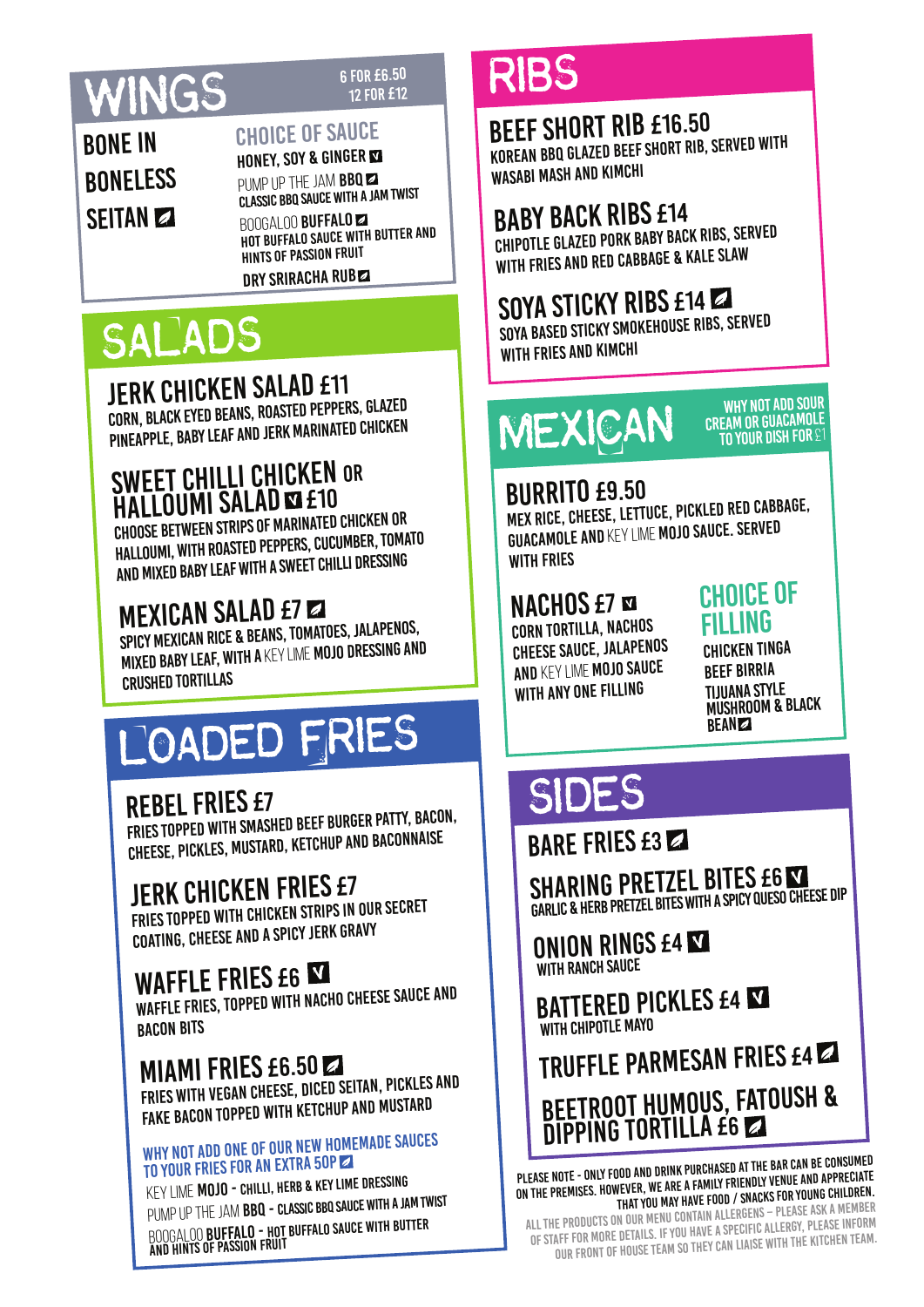## WINGS

6 FOR £6.50
12 FOR £12

- BONE IN
- BONELESS
- SEITAN

**CHOICE OF SAUCE**

- HONEY, SOY & GINGER
- PUMP UP THE JAM **BBQ** – CLASSIC BBQ SAUCE WITH A JAM TWIST
- BOOGALOO **BUFFALO** – HOT BUFFALO SAUCE WITH BUTTER AND HINTS OF PASSION FRUIT
- DRY SRIRACHA RUB

## SALADS

### JERK CHICKEN SALAD £11

CORN, BLACK EYED BEANS, ROASTED PEPPERS, GLAZED PINEAPPLE, BABY LEAF AND JERK MARINATED CHICKEN

### SWEET CHILLI CHICKEN OR HALLOUMI SALAD £10

CHOOSE BETWEEN STRIPS OF MARINATED CHICKEN OR HALLOUMI, WITH ROASTED PEPPERS, CUCUMBER, TOMATO AND MIXED BABY LEAF WITH A SWEET CHILLI DRESSING

### MEXICAN SALAD £7

SPICY MEXICAN RICE & BEANS, TOMATOES, JALAPENOS, MIXED BABY LEAF, WITH A KEY LIME MOJO DRESSING AND CRUSHED TORTILLAS

## LOADED FRIES

### REBEL FRIES £7

FRIES TOPPED WITH SMASHED BEEF BURGER PATTY, BACON, CHEESE, PICKLES, MUSTARD, KETCHUP AND BACONNAISE

### JERK CHICKEN FRIES £7

FRIES TOPPED WITH CHICKEN STRIPS IN OUR SECRET COATING, CHEESE AND A SPICY JERK GRAVY

### WAFFLE FRIES £6

WAFFLE FRIES, TOPPED WITH NACHO CHEESE SAUCE AND BACON BITS

### MIAMI FRIES £6.50

FRIES WITH VEGAN CHEESE, DICED SEITAN, PICKLES AND FAKE BACON TOPPED WITH KETCHUP AND MUSTARD

**WHY NOT ADD ONE OF OUR NEW HOMEMADE SAUCES TO YOUR FRIES FOR AN EXTRA 50P**

- KEY LIME **MOJO** - CHILLI, HERB & KEY LIME DRESSING
- PUMP UP THE JAM **BBQ** - CLASSIC BBQ SAUCE WITH A JAM TWIST
- BOOGALOO **BUFFALO** - HOT BUFFALO SAUCE WITH BUTTER AND HINTS OF PASSION FRUIT

## RIBS

### BEEF SHORT RIB £16.50

KOREAN BBQ GLAZED BEEF SHORT RIB, SERVED WITH WASABI MASH AND KIMCHI

### BABY BACK RIBS £14

CHIPOTLE GLAZED PORK BABY BACK RIBS, SERVED WITH FRIES AND RED CABBAGE & KALE SLAW

### SOYA STICKY RIBS £14

SOYA BASED STICKY SMOKEHOUSE RIBS, SERVED WITH FRIES AND KIMCHI

## MEXICAN

WHY NOT ADD SOUR CREAM OR GUACAMOLE TO YOUR DISH FOR £1

### BURRITO £9.50

MEX RICE, CHEESE, LETTUCE, PICKLED RED CABBAGE, GUACAMOLE AND KEY LIME MOJO SAUCE. SERVED WITH FRIES

### NACHOS £7

CORN TORTILLA, NACHOS CHEESE SAUCE, JALAPENOS AND KEY LIME MOJO SAUCE WITH ANY ONE FILLING

**CHOICE OF FILLING**

- CHICKEN TINGA
- BEEF BIRRIA
- TIJUANA STYLE MUSHROOM & BLACK BEAN

## SIDES

### BARE FRIES £3

### SHARING PRETZEL BITES £6

GARLIC & HERB PRETZEL BITES WITH A SPICY QUESO CHEESE DIP

### ONION RINGS £4

WITH RANCH SAUCE

### BATTERED PICKLES £4

WITH CHIPOTLE MAYO

### TRUFFLE PARMESAN FRIES £4

### BEETROOT HUMOUS, FATOUSH & DIPPING TORTILLA £6

PLEASE NOTE - ONLY FOOD AND DRINK PURCHASED AT THE BAR CAN BE CONSUMED ON THE PREMISES. HOWEVER, WE ARE A FAMILY FRIENDLY VENUE AND APPRECIATE THAT YOU MAY HAVE FOOD / SNACKS FOR YOUNG CHILDREN.

ALL THE PRODUCTS ON OUR MENU CONTAIN ALLERGENS – PLEASE ASK A MEMBER OF STAFF FOR MORE DETAILS. IF YOU HAVE A SPECIFIC ALLERGY, PLEASE INFORM OUR FRONT OF HOUSE TEAM SO THEY CAN LIAISE WITH THE KITCHEN TEAM.